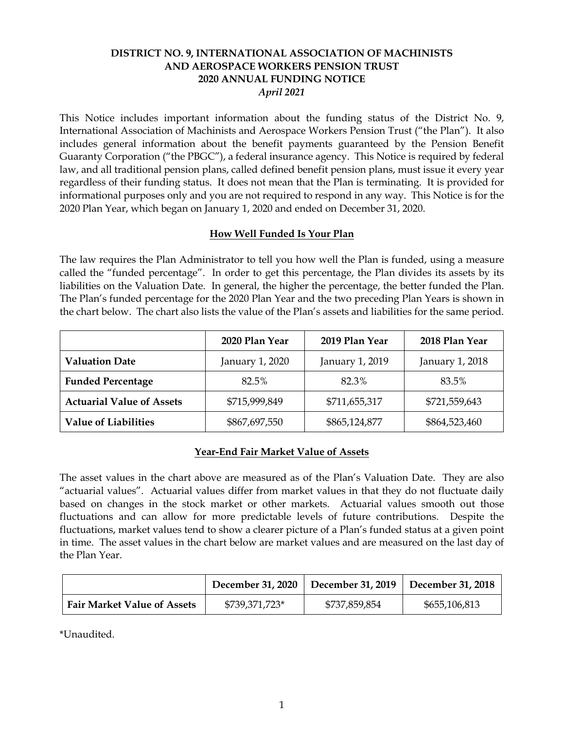# DISTRICT NO. 9, INTERNATIONAL ASSOCIATION OF MACHINISTS AND AEROSPACE WORKERS PENSION TRUST
# 2020 ANNUAL FUNDING NOTICE
*April 2021*

This Notice includes important information about the funding status of the District No. 9, International Association of Machinists and Aerospace Workers Pension Trust ("the Plan"). It also includes general information about the benefit payments guaranteed by the Pension Benefit Guaranty Corporation ("the PBGC"), a federal insurance agency. This Notice is required by federal law, and all traditional pension plans, called defined benefit pension plans, must issue it every year regardless of their funding status. It does not mean that the Plan is terminating. It is provided for informational purposes only and you are not required to respond in any way. This Notice is for the 2020 Plan Year, which began on January 1, 2020 and ended on December 31, 2020.

## How Well Funded Is Your Plan

The law requires the Plan Administrator to tell you how well the Plan is funded, using a measure called the "funded percentage". In order to get this percentage, the Plan divides its assets by its liabilities on the Valuation Date. In general, the higher the percentage, the better funded the Plan. The Plan's funded percentage for the 2020 Plan Year and the two preceding Plan Years is shown in the chart below. The chart also lists the value of the Plan's assets and liabilities for the same period.

| | 2020 Plan Year | 2019 Plan Year | 2018 Plan Year |
|---|---|---|---|
| **Valuation Date** | January 1, 2020 | January 1, 2019 | January 1, 2018 |
| **Funded Percentage** | 82.5% | 82.3% | 83.5% |
| **Actuarial Value of Assets** | $715,999,849 | $711,655,317 | $721,559,643 |
| **Value of Liabilities** | $867,697,550 | $865,124,877 | $864,523,460 |

## Year-End Fair Market Value of Assets

The asset values in the chart above are measured as of the Plan's Valuation Date. They are also "actuarial values". Actuarial values differ from market values in that they do not fluctuate daily based on changes in the stock market or other markets. Actuarial values smooth out those fluctuations and can allow for more predictable levels of future contributions. Despite the fluctuations, market values tend to show a clearer picture of a Plan's funded status at a given point in time. The asset values in the chart below are market values and are measured on the last day of the Plan Year.

| | December 31, 2020 | December 31, 2019 | December 31, 2018 |
|---|---|---|---|
| **Fair Market Value of Assets** | $739,371,723* | $737,859,854 | $655,106,813 |

*Unaudited.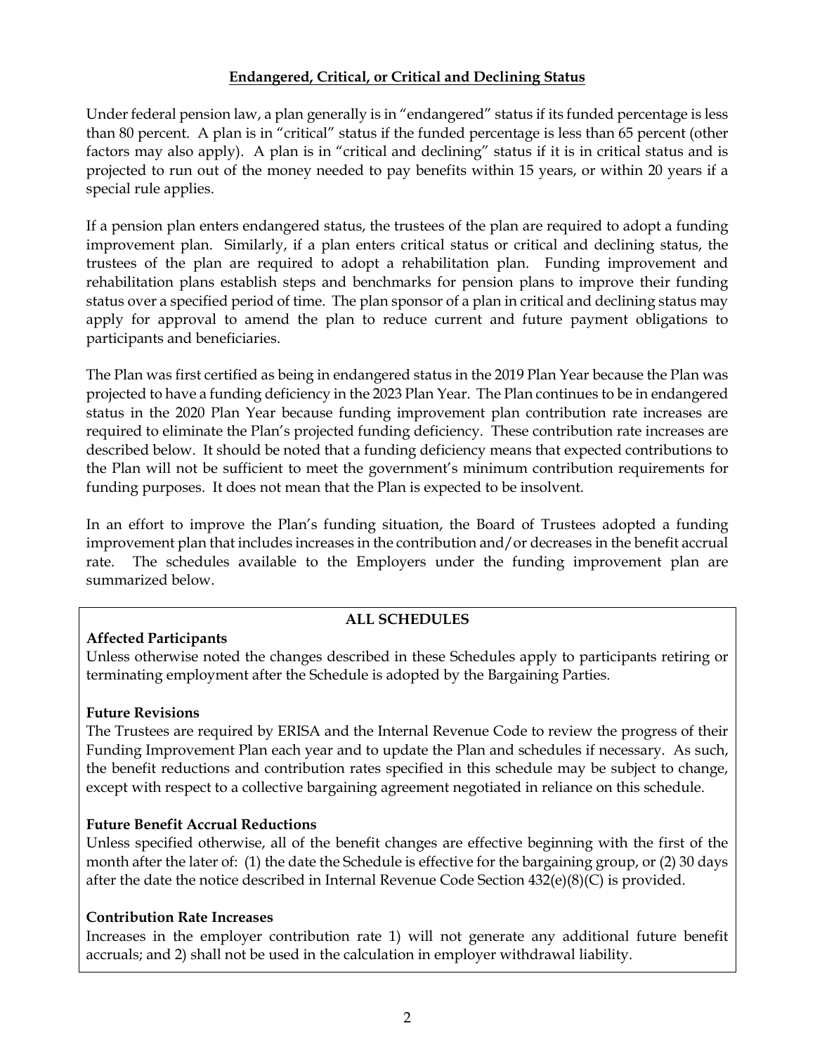## Endangered, Critical, or Critical and Declining Status

Under federal pension law, a plan generally is in "endangered" status if its funded percentage is less than 80 percent. A plan is in "critical" status if the funded percentage is less than 65 percent (other factors may also apply). A plan is in "critical and declining" status if it is in critical status and is projected to run out of the money needed to pay benefits within 15 years, or within 20 years if a special rule applies.

If a pension plan enters endangered status, the trustees of the plan are required to adopt a funding improvement plan. Similarly, if a plan enters critical status or critical and declining status, the trustees of the plan are required to adopt a rehabilitation plan. Funding improvement and rehabilitation plans establish steps and benchmarks for pension plans to improve their funding status over a specified period of time. The plan sponsor of a plan in critical and declining status may apply for approval to amend the plan to reduce current and future payment obligations to participants and beneficiaries.

The Plan was first certified as being in endangered status in the 2019 Plan Year because the Plan was projected to have a funding deficiency in the 2023 Plan Year. The Plan continues to be in endangered status in the 2020 Plan Year because funding improvement plan contribution rate increases are required to eliminate the Plan's projected funding deficiency. These contribution rate increases are described below. It should be noted that a funding deficiency means that expected contributions to the Plan will not be sufficient to meet the government's minimum contribution requirements for funding purposes. It does not mean that the Plan is expected to be insolvent.

In an effort to improve the Plan's funding situation, the Board of Trustees adopted a funding improvement plan that includes increases in the contribution and/or decreases in the benefit accrual rate. The schedules available to the Employers under the funding improvement plan are summarized below.

### ALL SCHEDULES

**Affected Participants**

Unless otherwise noted the changes described in these Schedules apply to participants retiring or terminating employment after the Schedule is adopted by the Bargaining Parties.

**Future Revisions**

The Trustees are required by ERISA and the Internal Revenue Code to review the progress of their Funding Improvement Plan each year and to update the Plan and schedules if necessary. As such, the benefit reductions and contribution rates specified in this schedule may be subject to change, except with respect to a collective bargaining agreement negotiated in reliance on this schedule.

**Future Benefit Accrual Reductions**

Unless specified otherwise, all of the benefit changes are effective beginning with the first of the month after the later of: (1) the date the Schedule is effective for the bargaining group, or (2) 30 days after the date the notice described in Internal Revenue Code Section 432(e)(8)(C) is provided.

**Contribution Rate Increases**

Increases in the employer contribution rate 1) will not generate any additional future benefit accruals; and 2) shall not be used in the calculation in employer withdrawal liability.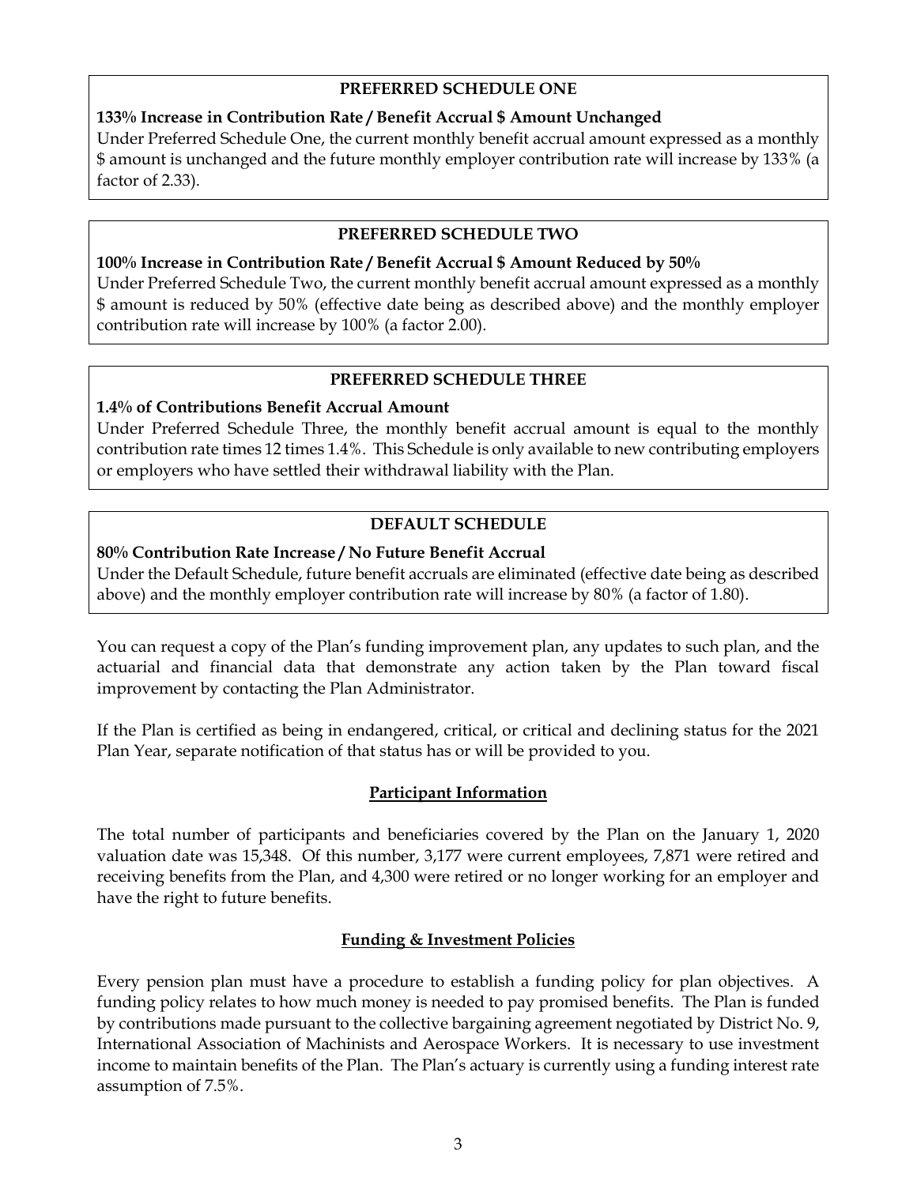### PREFERRED SCHEDULE ONE

**133% Increase in Contribution Rate / Benefit Accrual $ Amount Unchanged**

Under Preferred Schedule One, the current monthly benefit accrual amount expressed as a monthly $ amount is unchanged and the future monthly employer contribution rate will increase by 133% (a factor of 2.33).

### PREFERRED SCHEDULE TWO

**100% Increase in Contribution Rate / Benefit Accrual $ Amount Reduced by 50%**

Under Preferred Schedule Two, the current monthly benefit accrual amount expressed as a monthly $ amount is reduced by 50% (effective date being as described above) and the monthly employer contribution rate will increase by 100% (a factor 2.00).

### PREFERRED SCHEDULE THREE

**1.4% of Contributions Benefit Accrual Amount**

Under Preferred Schedule Three, the monthly benefit accrual amount is equal to the monthly contribution rate times 12 times 1.4%. This Schedule is only available to new contributing employers or employers who have settled their withdrawal liability with the Plan.

### DEFAULT SCHEDULE

**80% Contribution Rate Increase / No Future Benefit Accrual**

Under the Default Schedule, future benefit accruals are eliminated (effective date being as described above) and the monthly employer contribution rate will increase by 80% (a factor of 1.80).

You can request a copy of the Plan's funding improvement plan, any updates to such plan, and the actuarial and financial data that demonstrate any action taken by the Plan toward fiscal improvement by contacting the Plan Administrator.

If the Plan is certified as being in endangered, critical, or critical and declining status for the 2021 Plan Year, separate notification of that status has or will be provided to you.

## Participant Information

The total number of participants and beneficiaries covered by the Plan on the January 1, 2020 valuation date was 15,348. Of this number, 3,177 were current employees, 7,871 were retired and receiving benefits from the Plan, and 4,300 were retired or no longer working for an employer and have the right to future benefits.

## Funding & Investment Policies

Every pension plan must have a procedure to establish a funding policy for plan objectives. A funding policy relates to how much money is needed to pay promised benefits. The Plan is funded by contributions made pursuant to the collective bargaining agreement negotiated by District No. 9, International Association of Machinists and Aerospace Workers. It is necessary to use investment income to maintain benefits of the Plan. The Plan's actuary is currently using a funding interest rate assumption of 7.5%.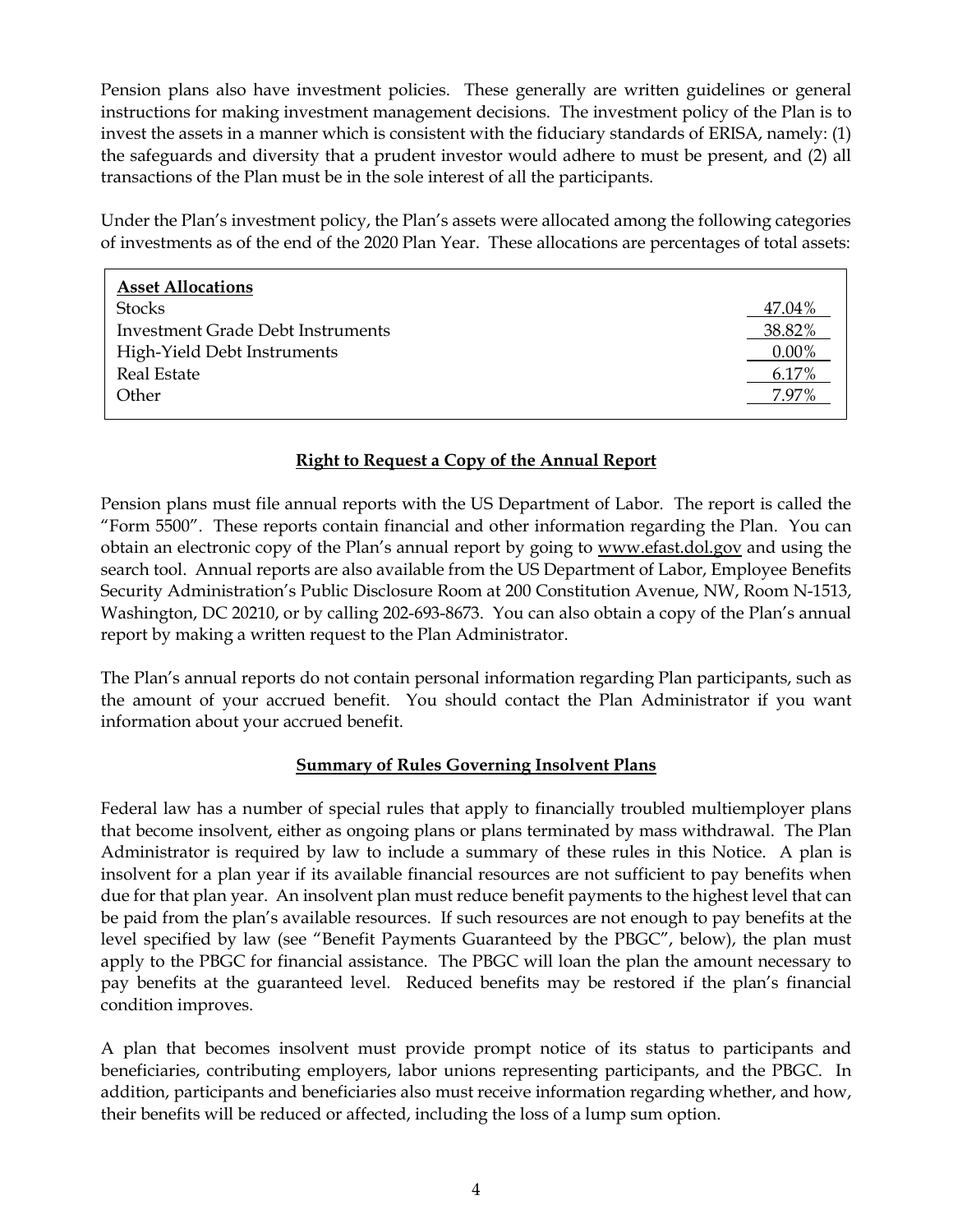Pension plans also have investment policies. These generally are written guidelines or general instructions for making investment management decisions. The investment policy of the Plan is to invest the assets in a manner which is consistent with the fiduciary standards of ERISA, namely: (1) the safeguards and diversity that a prudent investor would adhere to must be present, and (2) all transactions of the Plan must be in the sole interest of all the participants.

Under the Plan's investment policy, the Plan's assets were allocated among the following categories of investments as of the end of the 2020 Plan Year. These allocations are percentages of total assets:

| **Asset Allocations** | |
|---|---|
| Stocks | 47.04% |
| Investment Grade Debt Instruments | 38.82% |
| High-Yield Debt Instruments | 0.00% |
| Real Estate | 6.17% |
| Other | 7.97% |

## Right to Request a Copy of the Annual Report

Pension plans must file annual reports with the US Department of Labor. The report is called the "Form 5500". These reports contain financial and other information regarding the Plan. You can obtain an electronic copy of the Plan's annual report by going to www.efast.dol.gov and using the search tool. Annual reports are also available from the US Department of Labor, Employee Benefits Security Administration's Public Disclosure Room at 200 Constitution Avenue, NW, Room N-1513, Washington, DC 20210, or by calling 202-693-8673. You can also obtain a copy of the Plan's annual report by making a written request to the Plan Administrator.

The Plan's annual reports do not contain personal information regarding Plan participants, such as the amount of your accrued benefit. You should contact the Plan Administrator if you want information about your accrued benefit.

## Summary of Rules Governing Insolvent Plans

Federal law has a number of special rules that apply to financially troubled multiemployer plans that become insolvent, either as ongoing plans or plans terminated by mass withdrawal. The Plan Administrator is required by law to include a summary of these rules in this Notice. A plan is insolvent for a plan year if its available financial resources are not sufficient to pay benefits when due for that plan year. An insolvent plan must reduce benefit payments to the highest level that can be paid from the plan's available resources. If such resources are not enough to pay benefits at the level specified by law (see "Benefit Payments Guaranteed by the PBGC", below), the plan must apply to the PBGC for financial assistance. The PBGC will loan the plan the amount necessary to pay benefits at the guaranteed level. Reduced benefits may be restored if the plan's financial condition improves.

A plan that becomes insolvent must provide prompt notice of its status to participants and beneficiaries, contributing employers, labor unions representing participants, and the PBGC. In addition, participants and beneficiaries also must receive information regarding whether, and how, their benefits will be reduced or affected, including the loss of a lump sum option.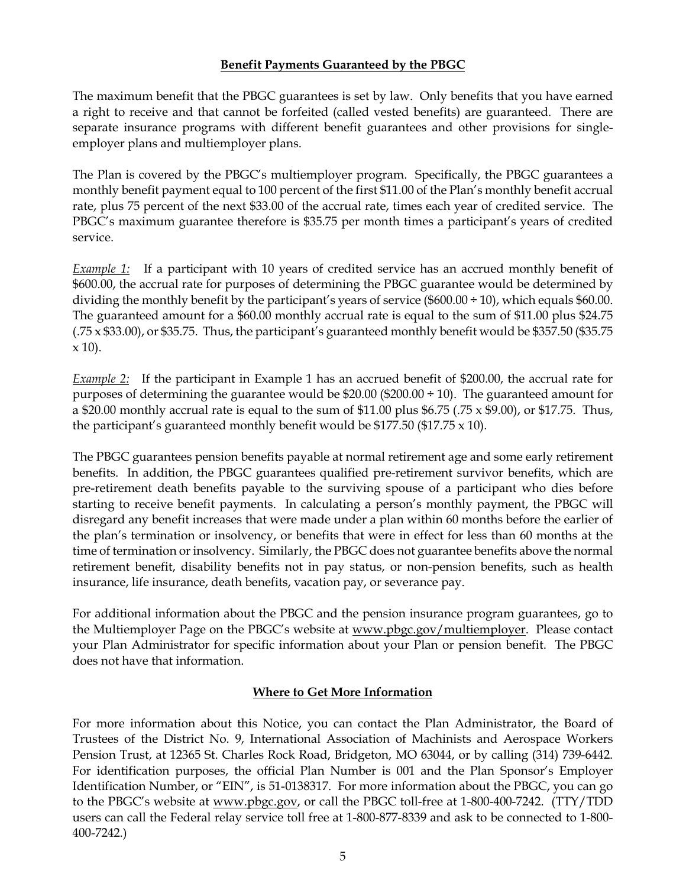## Benefit Payments Guaranteed by the PBGC

The maximum benefit that the PBGC guarantees is set by law. Only benefits that you have earned a right to receive and that cannot be forfeited (called vested benefits) are guaranteed. There are separate insurance programs with different benefit guarantees and other provisions for single-employer plans and multiemployer plans.

The Plan is covered by the PBGC's multiemployer program. Specifically, the PBGC guarantees a monthly benefit payment equal to 100 percent of the first $11.00 of the Plan's monthly benefit accrual rate, plus 75 percent of the next $33.00 of the accrual rate, times each year of credited service. The PBGC's maximum guarantee therefore is $35.75 per month times a participant's years of credited service.

*Example 1:* If a participant with 10 years of credited service has an accrued monthly benefit of $600.00, the accrual rate for purposes of determining the PBGC guarantee would be determined by dividing the monthly benefit by the participant's years of service ($600.00 ÷ 10), which equals $60.00. The guaranteed amount for a $60.00 monthly accrual rate is equal to the sum of $11.00 plus $24.75 (.75 x $33.00), or $35.75. Thus, the participant's guaranteed monthly benefit would be $357.50 ($35.75 x 10).

*Example 2:* If the participant in Example 1 has an accrued benefit of $200.00, the accrual rate for purposes of determining the guarantee would be $20.00 ($200.00 ÷ 10). The guaranteed amount for a $20.00 monthly accrual rate is equal to the sum of $11.00 plus $6.75 (.75 x $9.00), or $17.75. Thus, the participant's guaranteed monthly benefit would be $177.50 ($17.75 x 10).

The PBGC guarantees pension benefits payable at normal retirement age and some early retirement benefits. In addition, the PBGC guarantees qualified pre-retirement survivor benefits, which are pre-retirement death benefits payable to the surviving spouse of a participant who dies before starting to receive benefit payments. In calculating a person's monthly payment, the PBGC will disregard any benefit increases that were made under a plan within 60 months before the earlier of the plan's termination or insolvency, or benefits that were in effect for less than 60 months at the time of termination or insolvency. Similarly, the PBGC does not guarantee benefits above the normal retirement benefit, disability benefits not in pay status, or non-pension benefits, such as health insurance, life insurance, death benefits, vacation pay, or severance pay.

For additional information about the PBGC and the pension insurance program guarantees, go to the Multiemployer Page on the PBGC's website at www.pbgc.gov/multiemployer. Please contact your Plan Administrator for specific information about your Plan or pension benefit. The PBGC does not have that information.

## Where to Get More Information

For more information about this Notice, you can contact the Plan Administrator, the Board of Trustees of the District No. 9, International Association of Machinists and Aerospace Workers Pension Trust, at 12365 St. Charles Rock Road, Bridgeton, MO 63044, or by calling (314) 739-6442. For identification purposes, the official Plan Number is 001 and the Plan Sponsor's Employer Identification Number, or "EIN", is 51-0138317. For more information about the PBGC, you can go to the PBGC's website at www.pbgc.gov, or call the PBGC toll-free at 1-800-400-7242. (TTY/TDD users can call the Federal relay service toll free at 1-800-877-8339 and ask to be connected to 1-800-400-7242.)